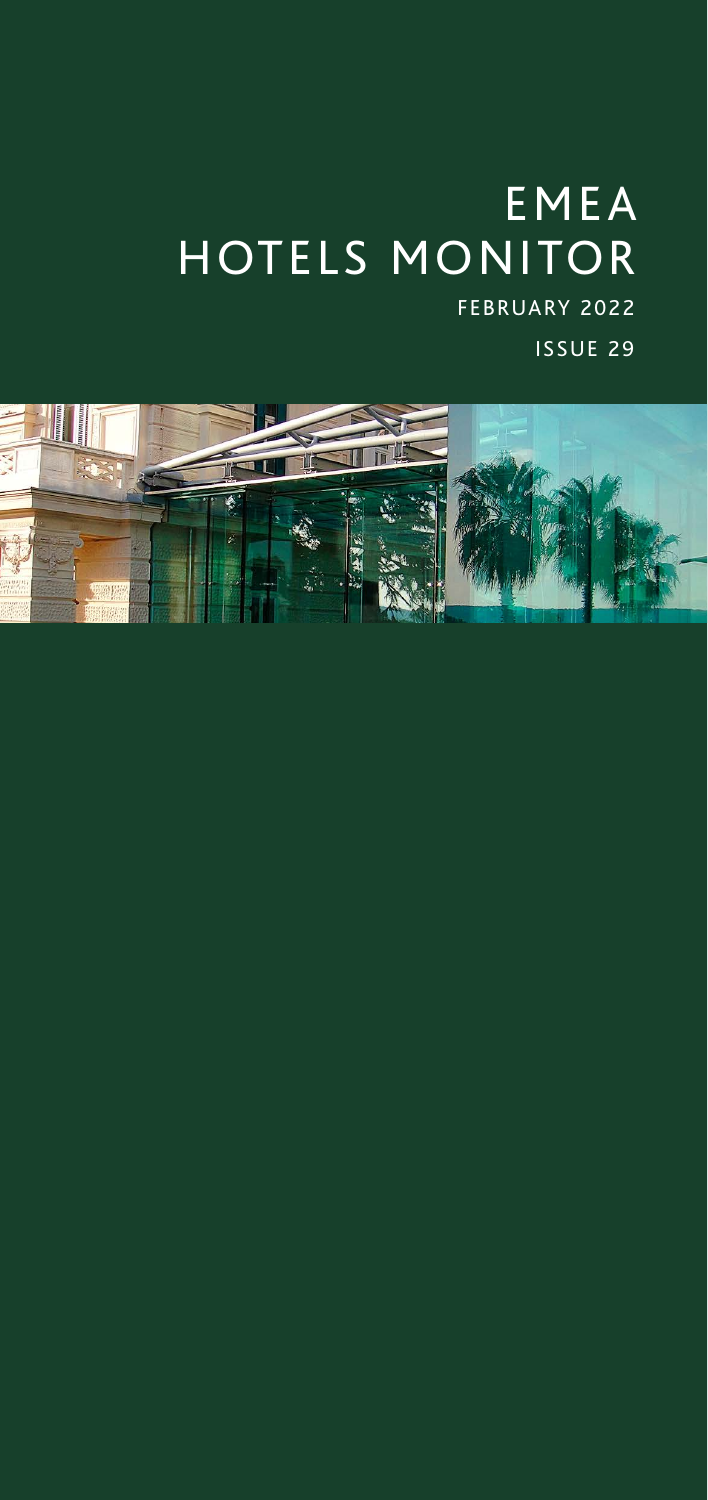# EMEA HOTELS MONITOR

FEBRUARY 2022

ISSUE 29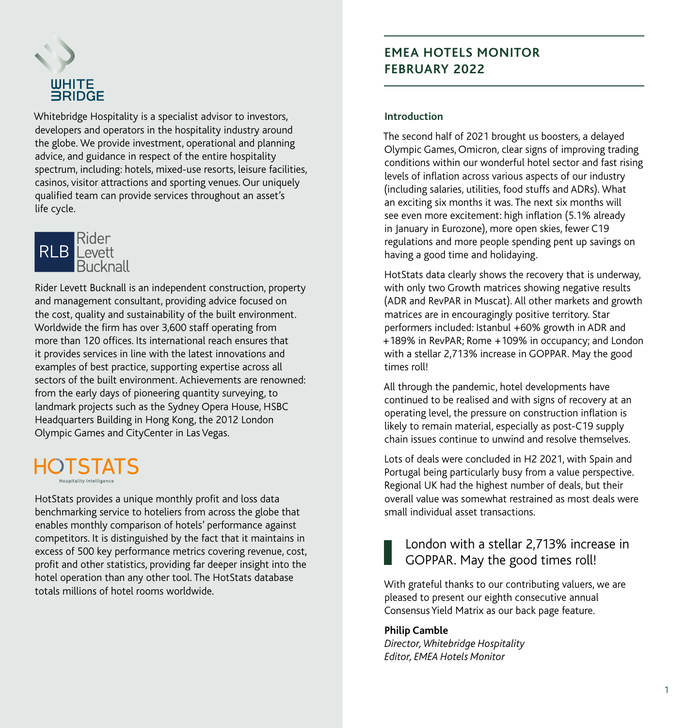**WHITE BRIDGE**

Whitebridge Hospitality is a specialist advisor to investors, developers and operators in the hospitality industry around the globe. We provide investment, operational and planning advice, and guidance in respect of the entire hospitality spectrum, including: hotels, mixed-use resorts, leisure facilities, casinos, visitor attractions and sporting venues. Our uniquely qualified team can provide services throughout an asset's life cycle.

**RLB Rider Levett Bucknall**

Rider Levett Bucknall is an independent construction, property and management consultant, providing advice focused on the cost, quality and sustainability of the built environment. Worldwide the firm has over 3,600 staff operating from more than 120 offices. Its international reach ensures that it provides services in line with the latest innovations and examples of best practice, supporting expertise across all sectors of the built environment. Achievements are renowned: from the early days of pioneering quantity surveying, to landmark projects such as the Sydney Opera House, HSBC Headquarters Building in Hong Kong, the 2012 London Olympic Games and CityCenter in Las Vegas.

**HOTSTATS** Hospitality Intelligence

HotStats provides a unique monthly profit and loss data benchmarking service to hoteliers from across the globe that enables monthly comparison of hotels' performance against competitors. It is distinguished by the fact that it maintains in excess of 500 key performance metrics covering revenue, cost, profit and other statistics, providing far deeper insight into the hotel operation than any other tool. The HotStats database totals millions of hotel rooms worldwide.

# EMEA HOTELS MONITOR FEBRUARY 2022

## Introduction

The second half of 2021 brought us boosters, a delayed Olympic Games, Omicron, clear signs of improving trading conditions within our wonderful hotel sector and fast rising levels of inflation across various aspects of our industry (including salaries, utilities, food stuffs and ADRs). What an exciting six months it was. The next six months will see even more excitement: high inflation (5.1% already in January in Eurozone), more open skies, fewer C19 regulations and more people spending pent up savings on having a good time and holidaying.

HotStats data clearly shows the recovery that is underway, with only two Growth matrices showing negative results (ADR and RevPAR in Muscat). All other markets and growth matrices are in encouragingly positive territory. Star performers included: Istanbul +60% growth in ADR and +189% in RevPAR; Rome +109% in occupancy; and London with a stellar 2,713% increase in GOPPAR. May the good times roll!

All through the pandemic, hotel developments have continued to be realised and with signs of recovery at an operating level, the pressure on construction inflation is likely to remain material, especially as post-C19 supply chain issues continue to unwind and resolve themselves.

Lots of deals were concluded in H2 2021, with Spain and Portugal being particularly busy from a value perspective. Regional UK had the highest number of deals, but their overall value was somewhat restrained as most deals were small individual asset transactions.

> London with a stellar 2,713% increase in GOPPAR. May the good times roll!

With grateful thanks to our contributing valuers, we are pleased to present our eighth consecutive annual Consensus Yield Matrix as our back page feature.

**Philip Camble**
*Director, Whitebridge Hospitality*
*Editor, EMEA Hotels Monitor*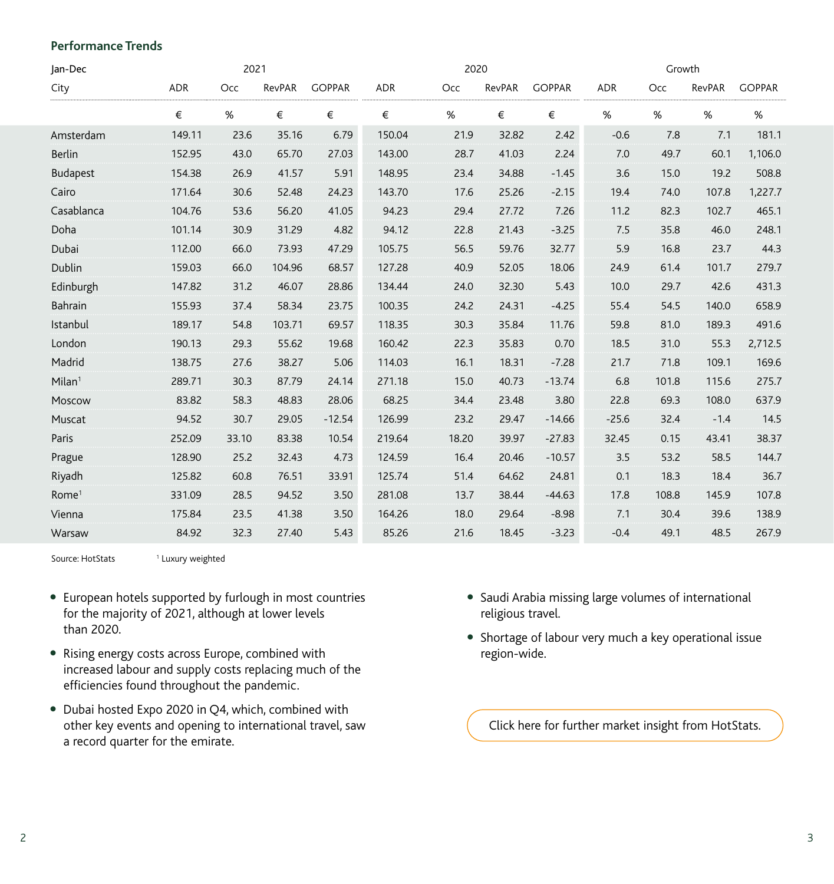### Performance Trends

| Jan-Dec | 2021 | | | | 2020 | | | | Growth | | | |
|---|---|---|---|---|---|---|---|---|---|---|---|---|
| City | ADR | Occ | RevPAR | GOPPAR | ADR | Occ | RevPAR | GOPPAR | ADR | Occ | RevPAR | GOPPAR |
| | € | % | € | € | € | % | € | € | % | % | % | % |
| Amsterdam | 149.11 | 23.6 | 35.16 | 6.79 | 150.04 | 21.9 | 32.82 | 2.42 | -0.6 | 7.8 | 7.1 | 181.1 |
| Berlin | 152.95 | 43.0 | 65.70 | 27.03 | 143.00 | 28.7 | 41.03 | 2.24 | 7.0 | 49.7 | 60.1 | 1,106.0 |
| Budapest | 154.38 | 26.9 | 41.57 | 5.91 | 148.95 | 23.4 | 34.88 | -1.45 | 3.6 | 15.0 | 19.2 | 508.8 |
| Cairo | 171.64 | 30.6 | 52.48 | 24.23 | 143.70 | 17.6 | 25.26 | -2.15 | 19.4 | 74.0 | 107.8 | 1,227.7 |
| Casablanca | 104.76 | 53.6 | 56.20 | 41.05 | 94.23 | 29.4 | 27.72 | 7.26 | 11.2 | 82.3 | 102.7 | 465.1 |
| Doha | 101.14 | 30.9 | 31.29 | 4.82 | 94.12 | 22.8 | 21.43 | -3.25 | 7.5 | 35.8 | 46.0 | 248.1 |
| Dubai | 112.00 | 66.0 | 73.93 | 47.29 | 105.75 | 56.5 | 59.76 | 32.77 | 5.9 | 16.8 | 23.7 | 44.3 |
| Dublin | 159.03 | 66.0 | 104.96 | 68.57 | 127.28 | 40.9 | 52.05 | 18.06 | 24.9 | 61.4 | 101.7 | 279.7 |
| Edinburgh | 147.82 | 31.2 | 46.07 | 28.86 | 134.44 | 24.0 | 32.30 | 5.43 | 10.0 | 29.7 | 42.6 | 431.3 |
| Bahrain | 155.93 | 37.4 | 58.34 | 23.75 | 100.35 | 24.2 | 24.31 | -4.25 | 55.4 | 54.5 | 140.0 | 658.9 |
| Istanbul | 189.17 | 54.8 | 103.71 | 69.57 | 118.35 | 30.3 | 35.84 | 11.76 | 59.8 | 81.0 | 189.3 | 491.6 |
| London | 190.13 | 29.3 | 55.62 | 19.68 | 160.42 | 22.3 | 35.83 | 0.70 | 18.5 | 31.0 | 55.3 | 2,712.5 |
| Madrid | 138.75 | 27.6 | 38.27 | 5.06 | 114.03 | 16.1 | 18.31 | -7.28 | 21.7 | 71.8 | 109.1 | 169.6 |
| Milan[1] | 289.71 | 30.3 | 87.79 | 24.14 | 271.18 | 15.0 | 40.73 | -13.74 | 6.8 | 101.8 | 115.6 | 275.7 |
| Moscow | 83.82 | 58.3 | 48.83 | 28.06 | 68.25 | 34.4 | 23.48 | 3.80 | 22.8 | 69.3 | 108.0 | 637.9 |
| Muscat | 94.52 | 30.7 | 29.05 | -12.54 | 126.99 | 23.2 | 29.47 | -14.66 | -25.6 | 32.4 | -1.4 | 14.5 |
| Paris | 252.09 | 33.10 | 83.38 | 10.54 | 219.64 | 18.20 | 39.97 | -27.83 | 32.45 | 0.15 | 43.41 | 38.37 |
| Prague | 128.90 | 25.2 | 32.43 | 4.73 | 124.59 | 16.4 | 20.46 | -10.57 | 3.5 | 53.2 | 58.5 | 144.7 |
| Riyadh | 125.82 | 60.8 | 76.51 | 33.91 | 125.74 | 51.4 | 64.62 | 24.81 | 0.1 | 18.3 | 18.4 | 36.7 |
| Rome[1] | 331.09 | 28.5 | 94.52 | 3.50 | 281.08 | 13.7 | 38.44 | -44.63 | 17.8 | 108.8 | 145.9 | 107.8 |
| Vienna | 175.84 | 23.5 | 41.38 | 3.50 | 164.26 | 18.0 | 29.64 | -8.98 | 7.1 | 30.4 | 39.6 | 138.9 |
| Warsaw | 84.92 | 32.3 | 27.40 | 5.43 | 85.26 | 21.6 | 18.45 | -3.23 | -0.4 | 49.1 | 48.5 | 267.9 |

Source: HotStats [1] Luxury weighted

- European hotels supported by furlough in most countries for the majority of 2021, although at lower levels than 2020.
- Rising energy costs across Europe, combined with increased labour and supply costs replacing much of the efficiencies found throughout the pandemic.
- Dubai hosted Expo 2020 in Q4, which, combined with other key events and opening to international travel, saw a record quarter for the emirate.
- Saudi Arabia missing large volumes of international religious travel.
- Shortage of labour very much a key operational issue region-wide.

Click here for further market insight from HotStats.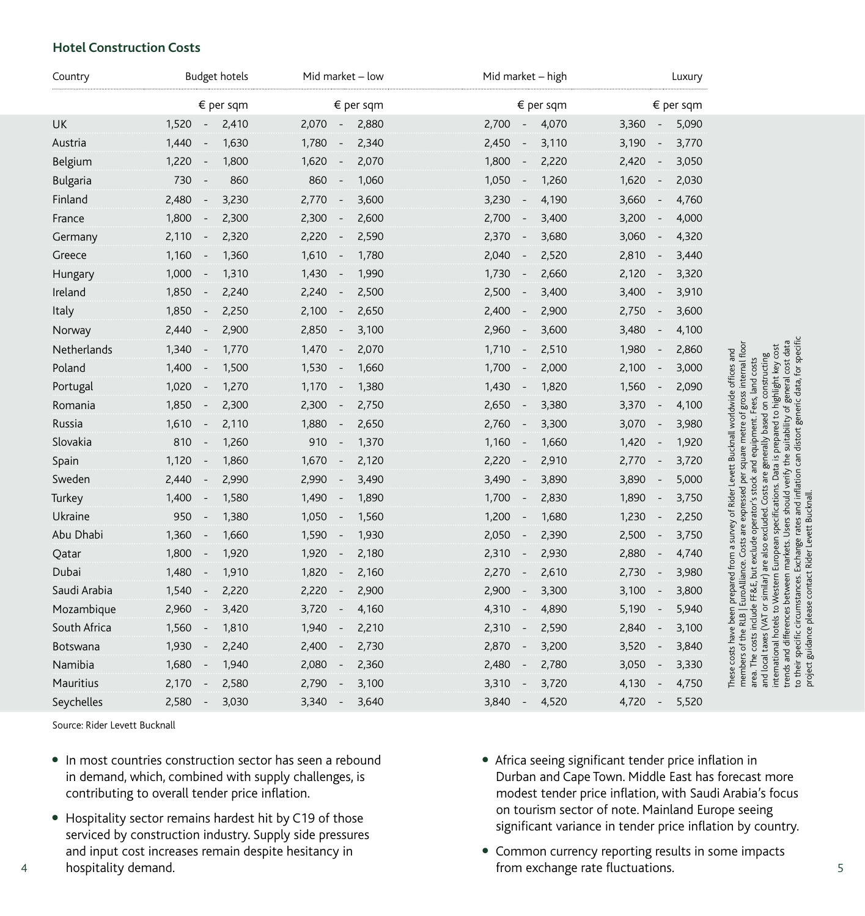### Hotel Construction Costs

| Country | Budget hotels | Mid market – low | Mid market – high | Luxury |
|---|---|---|---|---|
| | € per sqm | € per sqm | € per sqm | € per sqm |
| UK | 1,520 - 2,410 | 2,070 - 2,880 | 2,700 - 4,070 | 3,360 - 5,090 |
| Austria | 1,440 - 1,630 | 1,780 - 2,340 | 2,450 - 3,110 | 3,190 - 3,770 |
| Belgium | 1,220 - 1,800 | 1,620 - 2,070 | 1,800 - 2,220 | 2,420 - 3,050 |
| Bulgaria | 730 - 860 | 860 - 1,060 | 1,050 - 1,260 | 1,620 - 2,030 |
| Finland | 2,480 - 3,230 | 2,770 - 3,600 | 3,230 - 4,190 | 3,660 - 4,760 |
| France | 1,800 - 2,300 | 2,300 - 2,600 | 2,700 - 3,400 | 3,200 - 4,000 |
| Germany | 2,110 - 2,320 | 2,220 - 2,590 | 2,370 - 3,680 | 3,060 - 4,320 |
| Greece | 1,160 - 1,360 | 1,610 - 1,780 | 2,040 - 2,520 | 2,810 - 3,440 |
| Hungary | 1,000 - 1,310 | 1,430 - 1,990 | 1,730 - 2,660 | 2,120 - 3,320 |
| Ireland | 1,850 - 2,240 | 2,240 - 2,500 | 2,500 - 3,400 | 3,400 - 3,910 |
| Italy | 1,850 - 2,250 | 2,100 - 2,650 | 2,400 - 2,900 | 2,750 - 3,600 |
| Norway | 2,440 - 2,900 | 2,850 - 3,100 | 2,960 - 3,600 | 3,480 - 4,100 |
| Netherlands | 1,340 - 1,770 | 1,470 - 2,070 | 1,710 - 2,510 | 1,980 - 2,860 |
| Poland | 1,400 - 1,500 | 1,530 - 1,660 | 1,700 - 2,000 | 2,100 - 3,000 |
| Portugal | 1,020 - 1,270 | 1,170 - 1,380 | 1,430 - 1,820 | 1,560 - 2,090 |
| Romania | 1,850 - 2,300 | 2,300 - 2,750 | 2,650 - 3,380 | 3,370 - 4,100 |
| Russia | 1,610 - 2,110 | 1,880 - 2,650 | 2,760 - 3,300 | 3,070 - 3,980 |
| Slovakia | 810 - 1,260 | 910 - 1,370 | 1,160 - 1,660 | 1,420 - 1,920 |
| Spain | 1,120 - 1,860 | 1,670 - 2,120 | 2,220 - 2,910 | 2,770 - 3,720 |
| Sweden | 2,440 - 2,990 | 2,990 - 3,490 | 3,490 - 3,890 | 3,890 - 5,000 |
| Turkey | 1,400 - 1,580 | 1,490 - 1,890 | 1,700 - 2,830 | 1,890 - 3,750 |
| Ukraine | 950 - 1,380 | 1,050 - 1,560 | 1,200 - 1,680 | 1,230 - 2,250 |
| Abu Dhabi | 1,360 - 1,660 | 1,590 - 1,930 | 2,050 - 2,390 | 2,500 - 3,750 |
| Qatar | 1,800 - 1,920 | 1,920 - 2,180 | 2,310 - 2,930 | 2,880 - 4,740 |
| Dubai | 1,480 - 1,910 | 1,820 - 2,160 | 2,270 - 2,610 | 2,730 - 3,980 |
| Saudi Arabia | 1,540 - 2,220 | 2,220 - 2,900 | 2,900 - 3,300 | 3,100 - 3,800 |
| Mozambique | 2,960 - 3,420 | 3,720 - 4,160 | 4,310 - 4,890 | 5,190 - 5,940 |
| South Africa | 1,560 - 1,810 | 1,940 - 2,210 | 2,310 - 2,590 | 2,840 - 3,100 |
| Botswana | 1,930 - 2,240 | 2,400 - 2,730 | 2,870 - 3,200 | 3,520 - 3,840 |
| Namibia | 1,680 - 1,940 | 2,080 - 2,360 | 2,480 - 2,780 | 3,050 - 3,330 |
| Mauritius | 2,170 - 2,580 | 2,790 - 3,100 | 3,310 - 3,720 | 4,130 - 4,750 |
| Seychelles | 2,580 - 3,030 | 3,340 - 3,640 | 3,840 - 4,520 | 4,720 - 5,520 |

Source: Rider Levett Bucknall

These costs have been prepared from a survey of Rider Levett Bucknall worldwide offices and members of the RLB | EuroAlliance. Costs are expressed per square metre of gross internal floor area. The costs include FF&E, but exclude operator's stock and equipment. Fees, land costs and local taxes (VAT or similar) are also excluded. Costs are generally based on constructing international hotels to Western European specifications. Data is prepared to highlight key cost trends and differences between markets. Users should verify the suitability of general cost data to their specific circumstances. Exchange rates and inflation can distort generic data, for specific project guidance please contact Rider Levett Bucknall.

- In most countries construction sector has seen a rebound in demand, which, combined with supply challenges, is contributing to overall tender price inflation.
- Hospitality sector remains hardest hit by C19 of those serviced by construction industry. Supply side pressures and input cost increases remain despite hesitancy in hospitality demand.
- Africa seeing significant tender price inflation in Durban and Cape Town. Middle East has forecast more modest tender price inflation, with Saudi Arabia's focus on tourism sector of note. Mainland Europe seeing significant variance in tender price inflation by country.
- Common currency reporting results in some impacts from exchange rate fluctuations.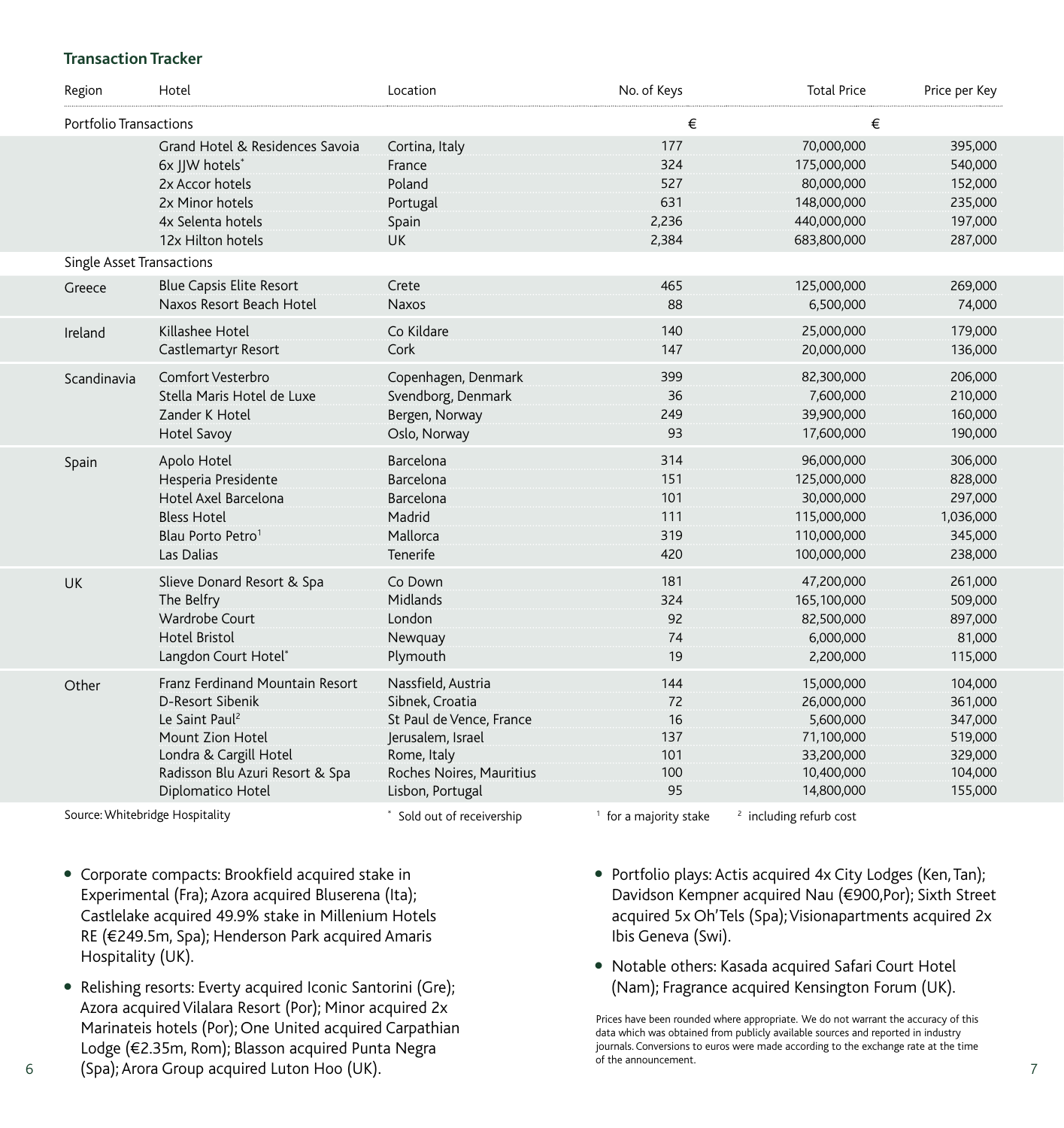### Transaction Tracker

| Region | Hotel | Location | No. of Keys | Total Price | Price per Key |
|---|---|---|---|---|---|
| Portfolio Transactions | | | | € | € |
| | Grand Hotel & Residences Savoia | Cortina, Italy | 177 | 70,000,000 | 395,000 |
| | 6x JJW hotels* | France | 324 | 175,000,000 | 540,000 |
| | 2x Accor hotels | Poland | 527 | 80,000,000 | 152,000 |
| | 2x Minor hotels | Portugal | 631 | 148,000,000 | 235,000 |
| | 4x Selenta hotels | Spain | 2,236 | 440,000,000 | 197,000 |
| | 12x Hilton hotels | UK | 2,384 | 683,800,000 | 287,000 |
| Single Asset Transactions | | | | | |
| Greece | Blue Capsis Elite Resort | Crete | 465 | 125,000,000 | 269,000 |
| | Naxos Resort Beach Hotel | Naxos | 88 | 6,500,000 | 74,000 |
| Ireland | Killashee Hotel | Co Kildare | 140 | 25,000,000 | 179,000 |
| | Castlemartyr Resort | Cork | 147 | 20,000,000 | 136,000 |
| Scandinavia | Comfort Vesterbro | Copenhagen, Denmark | 399 | 82,300,000 | 206,000 |
| | Stella Maris Hotel de Luxe | Svendborg, Denmark | 36 | 7,600,000 | 210,000 |
| | Zander K Hotel | Bergen, Norway | 249 | 39,900,000 | 160,000 |
| | Hotel Savoy | Oslo, Norway | 93 | 17,600,000 | 190,000 |
| Spain | Apolo Hotel | Barcelona | 314 | 96,000,000 | 306,000 |
| | Hesperia Presidente | Barcelona | 151 | 125,000,000 | 828,000 |
| | Hotel Axel Barcelona | Barcelona | 101 | 30,000,000 | 297,000 |
| | Bless Hotel | Madrid | 111 | 115,000,000 | 1,036,000 |
| | Blau Porto Petro[1] | Mallorca | 319 | 110,000,000 | 345,000 |
| | Las Dalias | Tenerife | 420 | 100,000,000 | 238,000 |
| UK | Slieve Donard Resort & Spa | Co Down | 181 | 47,200,000 | 261,000 |
| | The Belfry | Midlands | 324 | 165,100,000 | 509,000 |
| | Wardrobe Court | London | 92 | 82,500,000 | 897,000 |
| | Hotel Bristol | Newquay | 74 | 6,000,000 | 81,000 |
| | Langdon Court Hotel* | Plymouth | 19 | 2,200,000 | 115,000 |
| Other | Franz Ferdinand Mountain Resort | Nassfield, Austria | 144 | 15,000,000 | 104,000 |
| | D-Resort Sibenik | Sibnek, Croatia | 72 | 26,000,000 | 361,000 |
| | Le Saint Paul[2] | St Paul de Vence, France | 16 | 5,600,000 | 347,000 |
| | Mount Zion Hotel | Jerusalem, Israel | 137 | 71,100,000 | 519,000 |
| | Londra & Cargill Hotel | Rome, Italy | 101 | 33,200,000 | 329,000 |
| | Radisson Blu Azuri Resort & Spa | Roches Noires, Mauritius | 100 | 10,400,000 | 104,000 |
| | Diplomatico Hotel | Lisbon, Portugal | 95 | 14,800,000 | 155,000 |

Source: Whitebridge Hospitality * Sold out of receivership [1] for a majority stake [2] including refurb cost

- Corporate compacts: Brookfield acquired stake in Experimental (Fra); Azora acquired Bluserena (Ita); Castlelake acquired 49.9% stake in Millenium Hotels RE (€249.5m, Spa); Henderson Park acquired Amaris Hospitality (UK).
- Relishing resorts: Everty acquired Iconic Santorini (Gre); Azora acquired Vilalara Resort (Por); Minor acquired 2x Marinateis hotels (Por); One United acquired Carpathian Lodge (€2.35m, Rom); Blasson acquired Punta Negra (Spa); Arora Group acquired Luton Hoo (UK).
- Portfolio plays: Actis acquired 4x City Lodges (Ken, Tan); Davidson Kempner acquired Nau (€900,Por); Sixth Street acquired 5x Oh'Tels (Spa); Visionapartments acquired 2x Ibis Geneva (Swi).
- Notable others: Kasada acquired Safari Court Hotel (Nam); Fragrance acquired Kensington Forum (UK).

Prices have been rounded where appropriate. We do not warrant the accuracy of this data which was obtained from publicly available sources and reported in industry journals. Conversions to euros were made according to the exchange rate at the time of the announcement.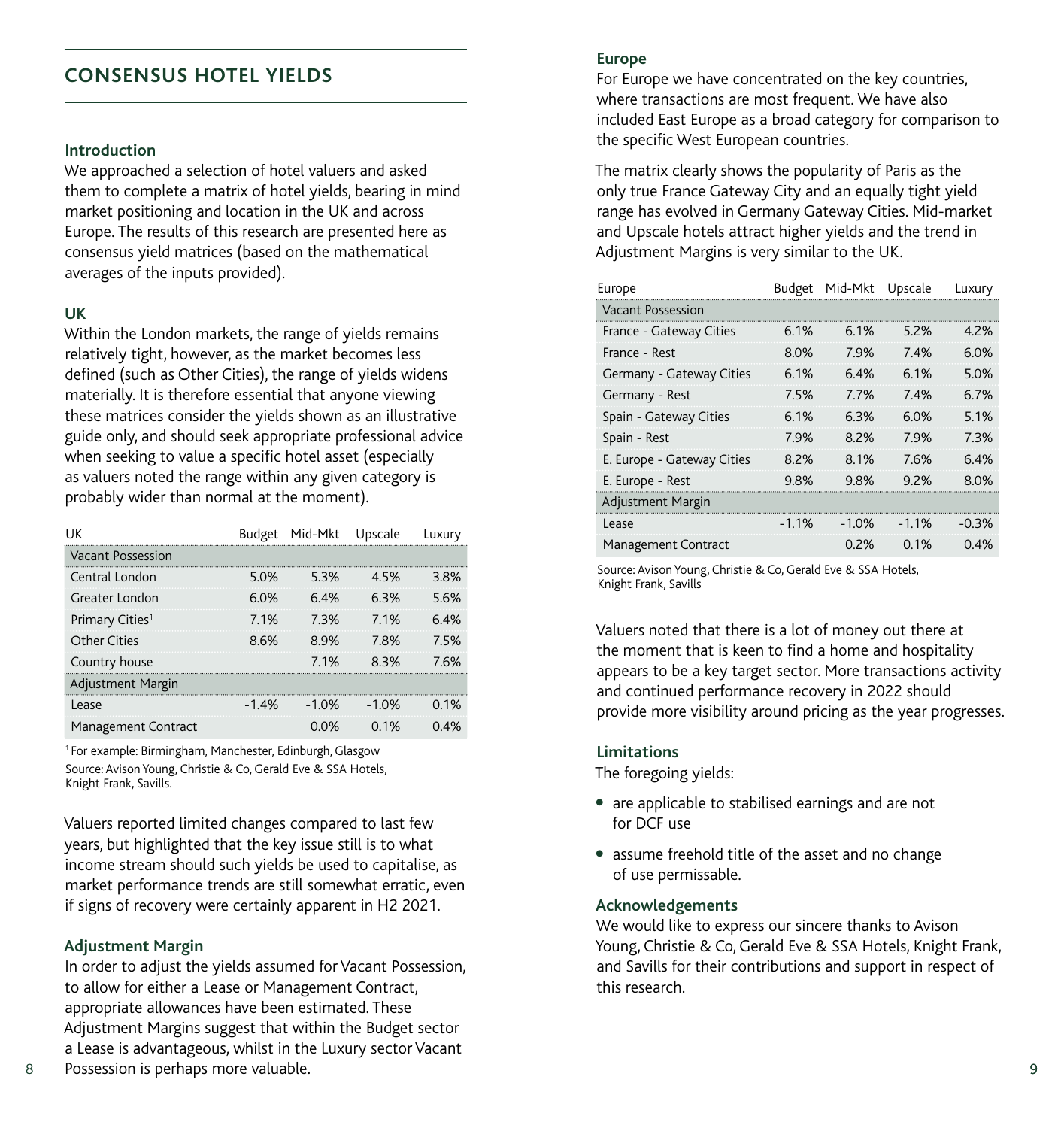## CONSENSUS HOTEL YIELDS

### Introduction

We approached a selection of hotel valuers and asked them to complete a matrix of hotel yields, bearing in mind market positioning and location in the UK and across Europe. The results of this research are presented here as consensus yield matrices (based on the mathematical averages of the inputs provided).

### UK

Within the London markets, the range of yields remains relatively tight, however, as the market becomes less defined (such as Other Cities), the range of yields widens materially. It is therefore essential that anyone viewing these matrices consider the yields shown as an illustrative guide only, and should seek appropriate professional advice when seeking to value a specific hotel asset (especially as valuers noted the range within any given category is probably wider than normal at the moment).

| UK | Budget | Mid-Mkt | Upscale | Luxury |
|---|---|---|---|---|
| **Vacant Possession** | | | | |
| Central London | 5.0% | 5.3% | 4.5% | 3.8% |
| Greater London | 6.0% | 6.4% | 6.3% | 5.6% |
| Primary Cities[1] | 7.1% | 7.3% | 7.1% | 6.4% |
| Other Cities | 8.6% | 8.9% | 7.8% | 7.5% |
| Country house | | 7.1% | 8.3% | 7.6% |
| **Adjustment Margin** | | | | |
| Lease | -1.4% | -1.0% | -1.0% | 0.1% |
| Management Contract | | 0.0% | 0.1% | 0.4% |

[1] For example: Birmingham, Manchester, Edinburgh, Glasgow

Source: Avison Young, Christie & Co, Gerald Eve & SSA Hotels, Knight Frank, Savills.

Valuers reported limited changes compared to last few years, but highlighted that the key issue still is to what income stream should such yields be used to capitalise, as market performance trends are still somewhat erratic, even if signs of recovery were certainly apparent in H2 2021.

### Adjustment Margin

In order to adjust the yields assumed for Vacant Possession, to allow for either a Lease or Management Contract, appropriate allowances have been estimated. These Adjustment Margins suggest that within the Budget sector a Lease is advantageous, whilst in the Luxury sector Vacant Possession is perhaps more valuable.

### Europe

For Europe we have concentrated on the key countries, where transactions are most frequent. We have also included East Europe as a broad category for comparison to the specific West European countries.

The matrix clearly shows the popularity of Paris as the only true France Gateway City and an equally tight yield range has evolved in Germany Gateway Cities. Mid-market and Upscale hotels attract higher yields and the trend in Adjustment Margins is very similar to the UK.

| Europe | Budget | Mid-Mkt | Upscale | Luxury |
|---|---|---|---|---|
| **Vacant Possession** | | | | |
| France - Gateway Cities | 6.1% | 6.1% | 5.2% | 4.2% |
| France - Rest | 8.0% | 7.9% | 7.4% | 6.0% |
| Germany - Gateway Cities | 6.1% | 6.4% | 6.1% | 5.0% |
| Germany - Rest | 7.5% | 7.7% | 7.4% | 6.7% |
| Spain - Gateway Cities | 6.1% | 6.3% | 6.0% | 5.1% |
| Spain - Rest | 7.9% | 8.2% | 7.9% | 7.3% |
| E. Europe - Gateway Cities | 8.2% | 8.1% | 7.6% | 6.4% |
| E. Europe - Rest | 9.8% | 9.8% | 9.2% | 8.0% |
| **Adjustment Margin** | | | | |
| Lease | -1.1% | -1.0% | -1.1% | -0.3% |
| Management Contract | | 0.2% | 0.1% | 0.4% |

Source: Avison Young, Christie & Co, Gerald Eve & SSA Hotels, Knight Frank, Savills

Valuers noted that there is a lot of money out there at the moment that is keen to find a home and hospitality appears to be a key target sector. More transactions activity and continued performance recovery in 2022 should provide more visibility around pricing as the year progresses.

### Limitations

The foregoing yields:

- are applicable to stabilised earnings and are not for DCF use
- assume freehold title of the asset and no change of use permissable.

### Acknowledgements

We would like to express our sincere thanks to Avison Young, Christie & Co, Gerald Eve & SSA Hotels, Knight Frank, and Savills for their contributions and support in respect of this research.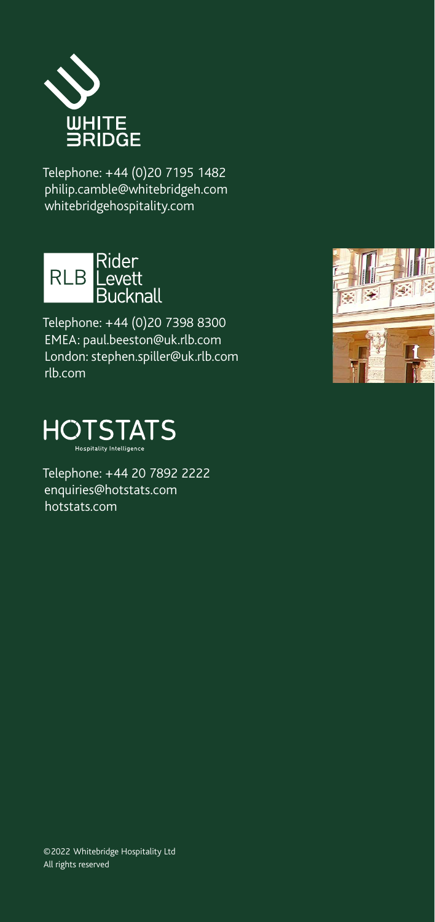WHITE BRIDGE

Telephone: +44 (0)20 7195 1482
philip.camble@whitebridgeh.com
whitebridgehospitality.com

RLB Rider Levett Bucknall

Telephone: +44 (0)20 7398 8300
EMEA: paul.beeston@uk.rlb.com
London: stephen.spiller@uk.rlb.com
rlb.com

HOTSTATS
Hospitality Intelligence

Telephone: +44 20 7892 2222
enquiries@hotstats.com
hotstats.com

©2022 Whitebridge Hospitality Ltd
All rights reserved